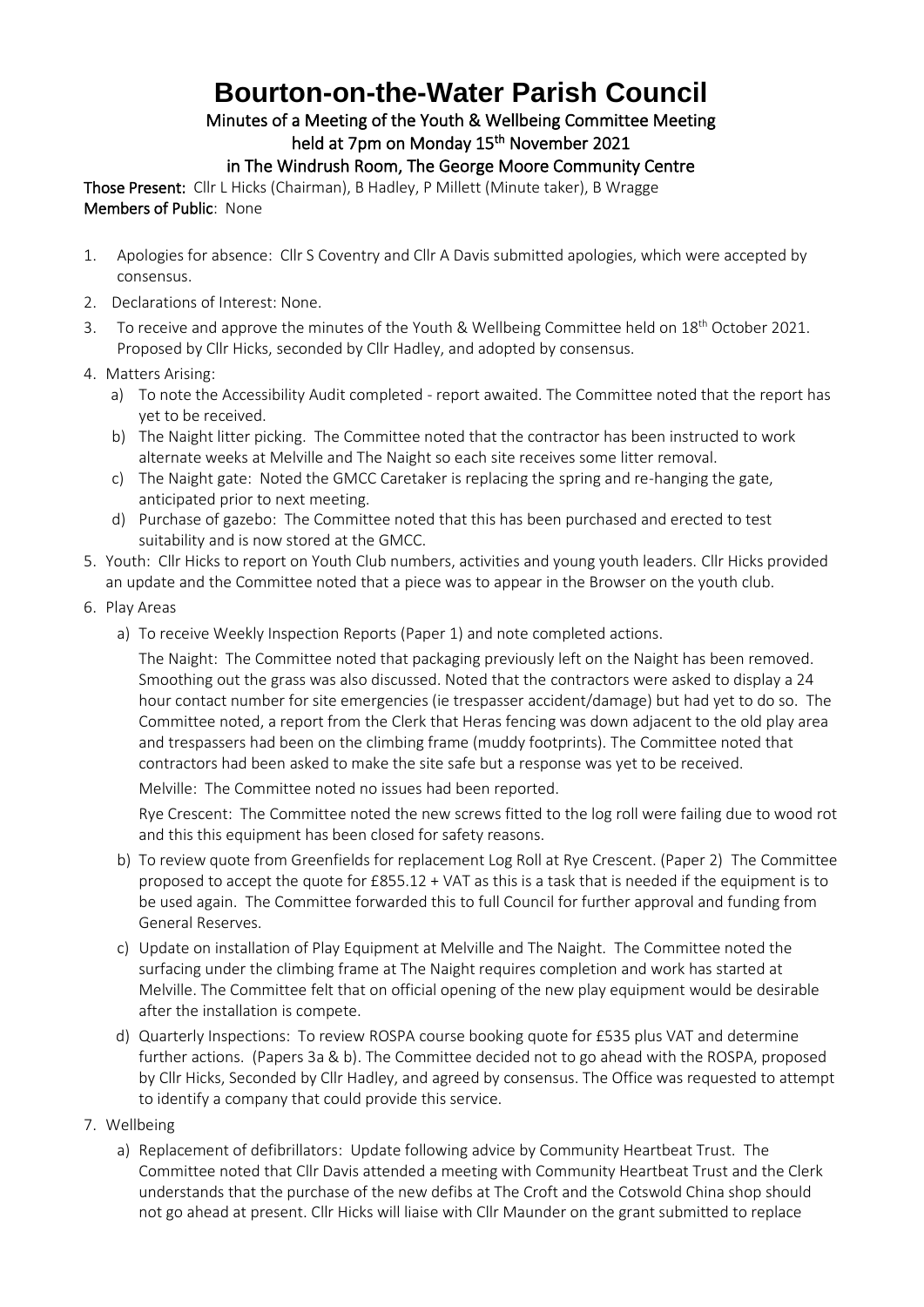# Bourton-on-the-Water Parish Council

**Minutes of a Meeting of the Youth & Wellbeing Committee Meeting**
**held at 7pm on Monday 15th November 2021**
**in The Windrush Room, The George Moore Community Centre**

**Those Present:** Cllr L Hicks (Chairman), B Hadley, P Millett (Minute taker), B Wragge
**Members of Public:** None

1. Apologies for absence: Cllr S Coventry and Cllr A Davis submitted apologies, which were accepted by consensus.
2. Declarations of Interest: None.
3. To receive and approve the minutes of the Youth & Wellbeing Committee held on 18th October 2021. Proposed by Cllr Hicks, seconded by Cllr Hadley, and adopted by consensus.
4. Matters Arising:
   a) To note the Accessibility Audit completed - report awaited. The Committee noted that the report has yet to be received.
   b) The Naight litter picking. The Committee noted that the contractor has been instructed to work alternate weeks at Melville and The Naight so each site receives some litter removal.
   c) The Naight gate: Noted the GMCC Caretaker is replacing the spring and re-hanging the gate, anticipated prior to next meeting.
   d) Purchase of gazebo: The Committee noted that this has been purchased and erected to test suitability and is now stored at the GMCC.
5. Youth: Cllr Hicks to report on Youth Club numbers, activities and young youth leaders. Cllr Hicks provided an update and the Committee noted that a piece was to appear in the Browser on the youth club.
6. Play Areas
   a) To receive Weekly Inspection Reports (Paper 1) and note completed actions.

      The Naight: The Committee noted that packaging previously left on the Naight has been removed. Smoothing out the grass was also discussed. Noted that the contractors were asked to display a 24 hour contact number for site emergencies (ie trespasser accident/damage) but had yet to do so. The Committee noted, a report from the Clerk that Heras fencing was down adjacent to the old play area and trespassers had been on the climbing frame (muddy footprints). The Committee noted that contractors had been asked to make the site safe but a response was yet to be received.

      Melville: The Committee noted no issues had been reported.

      Rye Crescent: The Committee noted the new screws fitted to the log roll were failing due to wood rot and this this equipment has been closed for safety reasons.
   b) To review quote from Greenfields for replacement Log Roll at Rye Crescent. (Paper 2) The Committee proposed to accept the quote for £855.12 + VAT as this is a task that is needed if the equipment is to be used again. The Committee forwarded this to full Council for further approval and funding from General Reserves.
   c) Update on installation of Play Equipment at Melville and The Naight. The Committee noted the surfacing under the climbing frame at The Naight requires completion and work has started at Melville. The Committee felt that on official opening of the new play equipment would be desirable after the installation is compete.
   d) Quarterly Inspections: To review ROSPA course booking quote for £535 plus VAT and determine further actions. (Papers 3a & b). The Committee decided not to go ahead with the ROSPA, proposed by Cllr Hicks, Seconded by Cllr Hadley, and agreed by consensus. The Office was requested to attempt to identify a company that could provide this service.
7. Wellbeing
   a) Replacement of defibrillators: Update following advice by Community Heartbeat Trust. The Committee noted that Cllr Davis attended a meeting with Community Heartbeat Trust and the Clerk understands that the purchase of the new defibs at The Croft and the Cotswold China shop should not go ahead at present. Cllr Hicks will liaise with Cllr Maunder on the grant submitted to replace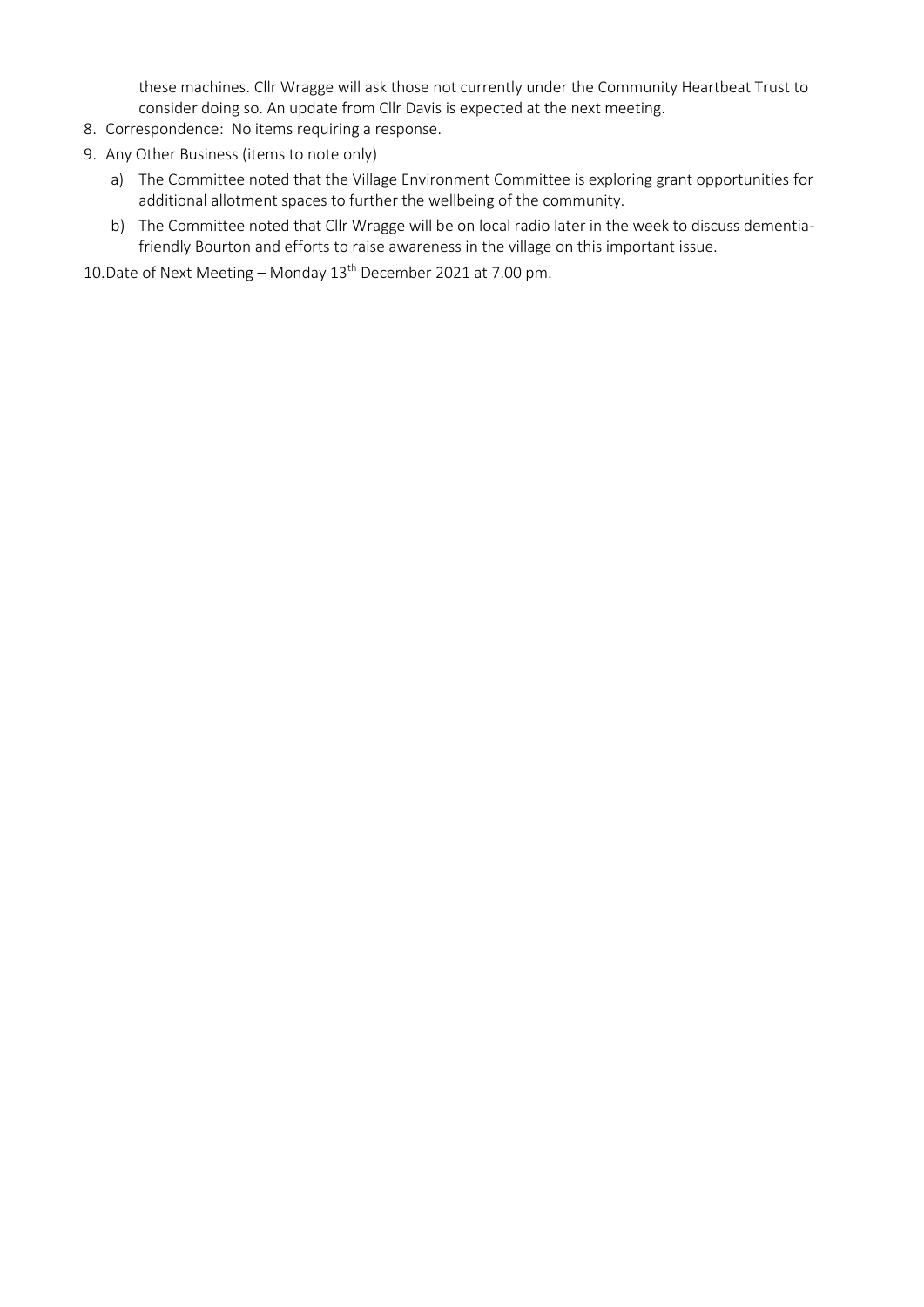these machines. Cllr Wragge will ask those not currently under the Community Heartbeat Trust to consider doing so. An update from Cllr Davis is expected at the next meeting.

8. Correspondence: No items requiring a response.
9. Any Other Business (items to note only)
   a) The Committee noted that the Village Environment Committee is exploring grant opportunities for additional allotment spaces to further the wellbeing of the community.
   b) The Committee noted that Cllr Wragge will be on local radio later in the week to discuss dementia-friendly Bourton and efforts to raise awareness in the village on this important issue.
10. Date of Next Meeting – Monday 13th December 2021 at 7.00 pm.